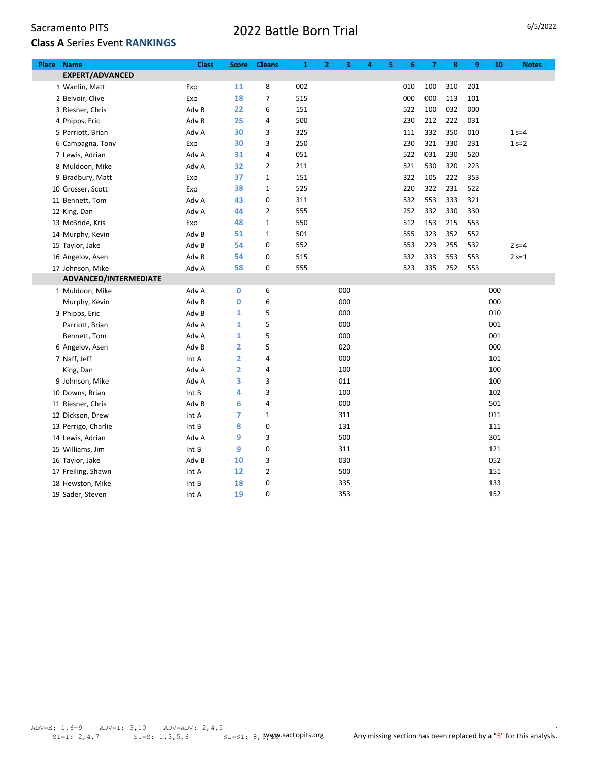Sacramento PITS

**Class A** Series Event **RANKINGS**

# 2022 Battle Born Trial

6/5/2022

| Place | Name | Class | Score | Cleans | 1 | 2 | 3 | 4 | 5 | 6 | 7 | 8 | 9 | 10 | Notes |
|---|---|---|---|---|---|---|---|---|---|---|---|---|---|---|---|
| | **EXPERT/ADVANCED** | | | | | | | | | | | | | | |
| 1 | Wanlin, Matt | Exp | 11 | 8 | 002 | | | | | 010 | 100 | 310 | 201 | | |
| 2 | Belvoir, Clive | Exp | 18 | 7 | 515 | | | | | 000 | 000 | 113 | 101 | | |
| 3 | Riesner, Chris | Adv B | 22 | 6 | 151 | | | | | 522 | 100 | 032 | 000 | | |
| 4 | Phipps, Eric | Adv B | 25 | 4 | 500 | | | | | 230 | 212 | 222 | 031 | | |
| 5 | Parriott, Brian | Adv A | 30 | 3 | 325 | | | | | 111 | 332 | 350 | 010 | | 1's=4 |
| 6 | Campagna, Tony | Exp | 30 | 3 | 250 | | | | | 230 | 321 | 330 | 231 | | 1's=2 |
| 7 | Lewis, Adrian | Adv A | 31 | 4 | 051 | | | | | 522 | 031 | 230 | 520 | | |
| 8 | Muldoon, Mike | Adv A | 32 | 2 | 211 | | | | | 521 | 530 | 320 | 223 | | |
| 9 | Bradbury, Matt | Exp | 37 | 1 | 151 | | | | | 322 | 105 | 222 | 353 | | |
| 10 | Grosser, Scott | Exp | 38 | 1 | 525 | | | | | 220 | 322 | 231 | 522 | | |
| 11 | Bennett, Tom | Adv A | 43 | 0 | 311 | | | | | 532 | 553 | 333 | 321 | | |
| 12 | King, Dan | Adv A | 44 | 2 | 555 | | | | | 252 | 332 | 330 | 330 | | |
| 13 | McBride, Kris | Exp | 48 | 1 | 550 | | | | | 512 | 153 | 215 | 553 | | |
| 14 | Murphy, Kevin | Adv B | 51 | 1 | 501 | | | | | 555 | 323 | 352 | 552 | | |
| 15 | Taylor, Jake | Adv B | 54 | 0 | 552 | | | | | 553 | 223 | 255 | 532 | | 2's=4 |
| 16 | Angelov, Asen | Adv B | 54 | 0 | 515 | | | | | 332 | 333 | 553 | 553 | | 2's=1 |
| 17 | Johnson, Mike | Adv A | 58 | 0 | 555 | | | | | 523 | 335 | 252 | 553 | | |
| | **ADVANCED/INTERMEDIATE** | | | | | | | | | | | | | | |
| 1 | Muldoon, Mike | Adv A | 0 | 6 | | | 000 | | | | | | | 000 | |
| | Murphy, Kevin | Adv B | 0 | 6 | | | 000 | | | | | | | 000 | |
| 3 | Phipps, Eric | Adv B | 1 | 5 | | | 000 | | | | | | | 010 | |
| | Parriott, Brian | Adv A | 1 | 5 | | | 000 | | | | | | | 001 | |
| | Bennett, Tom | Adv A | 1 | 5 | | | 000 | | | | | | | 001 | |
| 6 | Angelov, Asen | Adv B | 2 | 5 | | | 020 | | | | | | | 000 | |
| 7 | Naff, Jeff | Int A | 2 | 4 | | | 000 | | | | | | | 101 | |
| | King, Dan | Adv A | 2 | 4 | | | 100 | | | | | | | 100 | |
| 9 | Johnson, Mike | Adv A | 3 | 3 | | | 011 | | | | | | | 100 | |
| 10 | Downs, Brian | Int B | 4 | 3 | | | 100 | | | | | | | 102 | |
| 11 | Riesner, Chris | Adv B | 6 | 4 | | | 000 | | | | | | | 501 | |
| 12 | Dickson, Drew | Int A | 7 | 1 | | | 311 | | | | | | | 011 | |
| 13 | Perrigo, Charlie | Int B | 8 | 0 | | | 131 | | | | | | | 111 | |
| 14 | Lewis, Adrian | Adv A | 9 | 3 | | | 500 | | | | | | | 301 | |
| 15 | Williams, Jim | Int B | 9 | 0 | | | 311 | | | | | | | 121 | |
| 16 | Taylor, Jake | Adv B | 10 | 3 | | | 030 | | | | | | | 052 | |
| 17 | Freiling, Shawn | Int A | 12 | 2 | | | 500 | | | | | | | 151 | |
| 18 | Hewston, Mike | Int B | 18 | 0 | | | 335 | | | | | | | 133 | |
| 19 | Sader, Steven | Int A | 19 | 0 | | | 353 | | | | | | | 152 | |

ADV=E: 1,6-9 ADV=I: 3,10 ADV=ADV: 2,4,5
SI=I: 2,4,7 SI=S: 1,3,5,6 SI=SI: 8,9,10

www.sactopits.org

Any missing section has been replaced by a "5" for this analysis.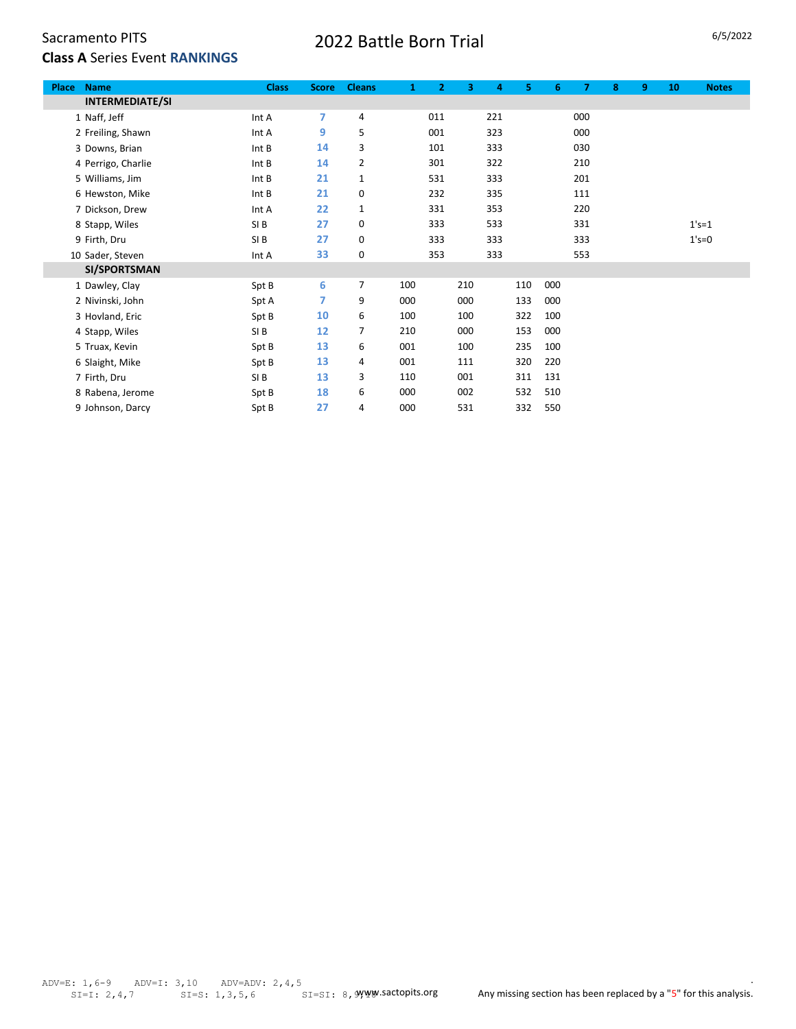Sacramento PITS

**Class A** Series Event **RANKINGS**

# 2022 Battle Born Trial

6/5/2022

| Place | Name | Class | Score | Cleans | 1 | 2 | 3 | 4 | 5 | 6 | 7 | 8 | 9 | 10 | Notes |
|---|---|---|---|---|---|---|---|---|---|---|---|---|---|---|---|
| | **INTERMEDIATE/SI** | | | | | | | | | | | | | | |
| 1 | Naff, Jeff | Int A | 7 | 4 | | 011 | | 221 | | | 000 | | | | |
| 2 | Freiling, Shawn | Int A | 9 | 5 | | 001 | | 323 | | | 000 | | | | |
| 3 | Downs, Brian | Int B | 14 | 3 | | 101 | | 333 | | | 030 | | | | |
| 4 | Perrigo, Charlie | Int B | 14 | 2 | | 301 | | 322 | | | 210 | | | | |
| 5 | Williams, Jim | Int B | 21 | 1 | | 531 | | 333 | | | 201 | | | | |
| 6 | Hewston, Mike | Int B | 21 | 0 | | 232 | | 335 | | | 111 | | | | |
| 7 | Dickson, Drew | Int A | 22 | 1 | | 331 | | 353 | | | 220 | | | | |
| 8 | Stapp, Wiles | SI B | 27 | 0 | | 333 | | 533 | | | 331 | | | | 1's=1 |
| 9 | Firth, Dru | SI B | 27 | 0 | | 333 | | 333 | | | 333 | | | | 1's=0 |
| 10 | Sader, Steven | Int A | 33 | 0 | | 353 | | 333 | | | 553 | | | | |
| | **SI/SPORTSMAN** | | | | | | | | | | | | | | |
| 1 | Dawley, Clay | Spt B | 6 | 7 | 100 | | 210 | | 110 | 000 | | | | | |
| 2 | Nivinski, John | Spt A | 7 | 9 | 000 | | 000 | | 133 | 000 | | | | | |
| 3 | Hovland, Eric | Spt B | 10 | 6 | 100 | | 100 | | 322 | 100 | | | | | |
| 4 | Stapp, Wiles | SI B | 12 | 7 | 210 | | 000 | | 153 | 000 | | | | | |
| 5 | Truax, Kevin | Spt B | 13 | 6 | 001 | | 100 | | 235 | 100 | | | | | |
| 6 | Slaight, Mike | Spt B | 13 | 4 | 001 | | 111 | | 320 | 220 | | | | | |
| 7 | Firth, Dru | SI B | 13 | 3 | 110 | | 001 | | 311 | 131 | | | | | |
| 8 | Rabena, Jerome | Spt B | 18 | 6 | 000 | | 002 | | 532 | 510 | | | | | |
| 9 | Johnson, Darcy | Spt B | 27 | 4 | 000 | | 531 | | 332 | 550 | | | | | |

ADV=E: 1,6-9 ADV=I: 3,10 ADV=ADV: 2,4,5
SI=I: 2,4,7 SI=S: 1,3,5,6 SI=SI: 8,9,10

www.sactopits.org

Any missing section has been replaced by a "5" for this analysis.